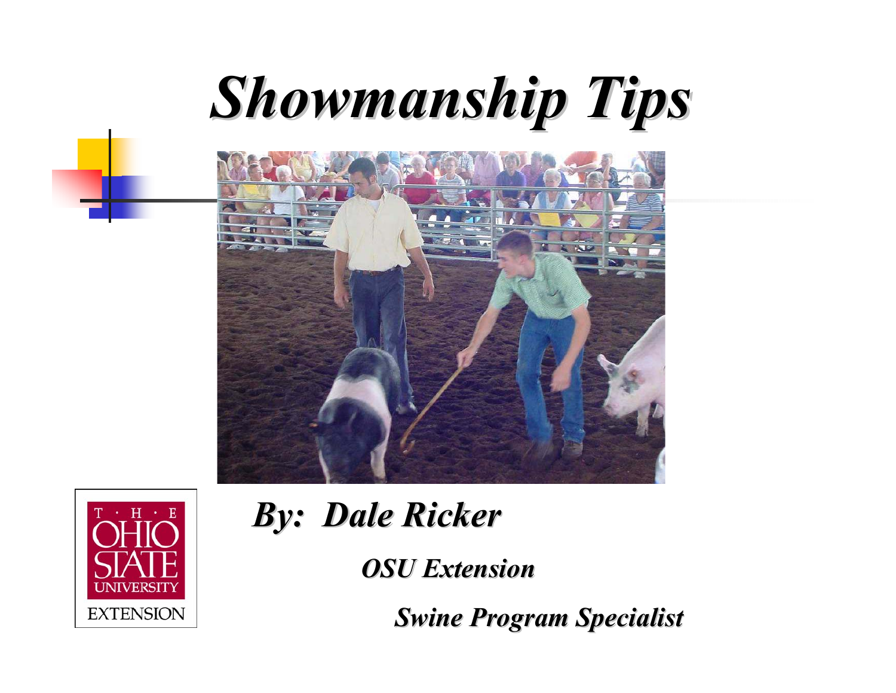# *Showmanship Tips*

***By: Dale Ricker***

***OSU Extension***

***Swine Program Specialist***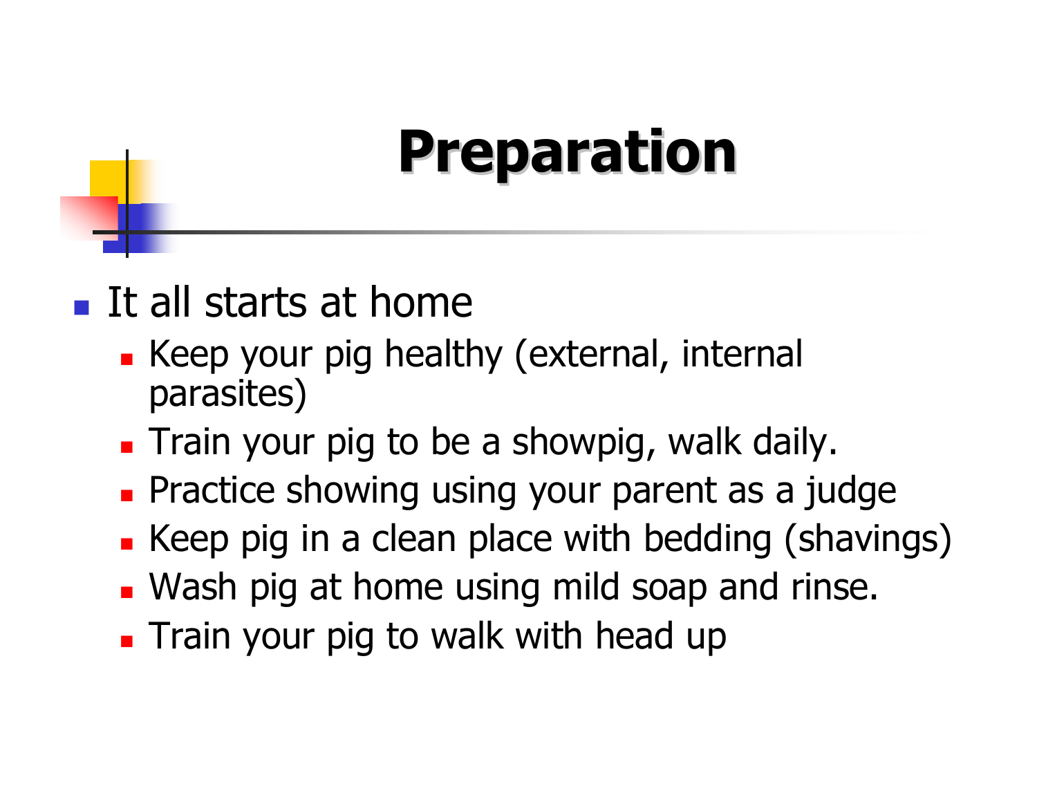# Preparation

- It all starts at home
  - Keep your pig healthy (external, internal parasites)
  - Train your pig to be a showpig, walk daily.
  - Practice showing using your parent as a judge
  - Keep pig in a clean place with bedding (shavings)
  - Wash pig at home using mild soap and rinse.
  - Train your pig to walk with head up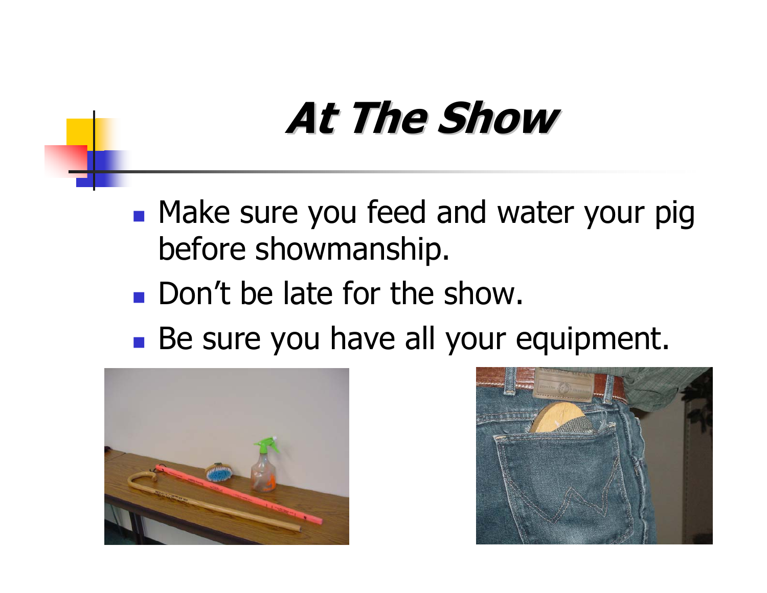# At The Show

- Make sure you feed and water your pig before showmanship.
- Don't be late for the show.
- Be sure you have all your equipment.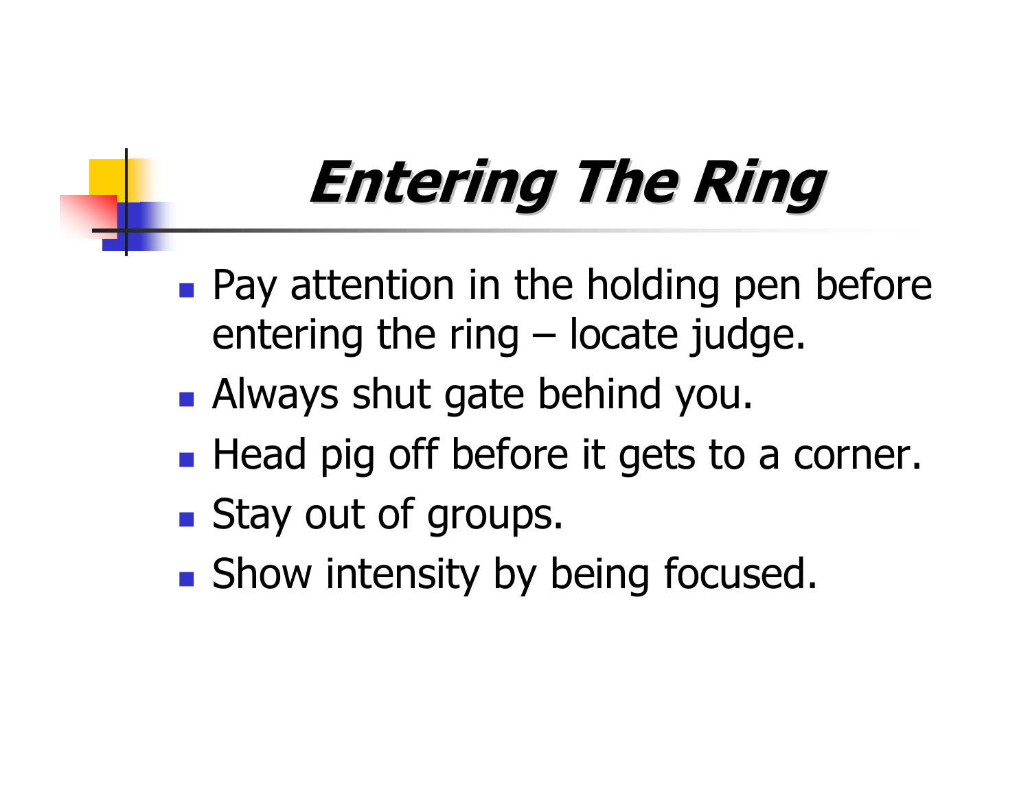# *Entering The Ring*

- Pay attention in the holding pen before entering the ring – locate judge.
- Always shut gate behind you.
- Head pig off before it gets to a corner.
- Stay out of groups.
- Show intensity by being focused.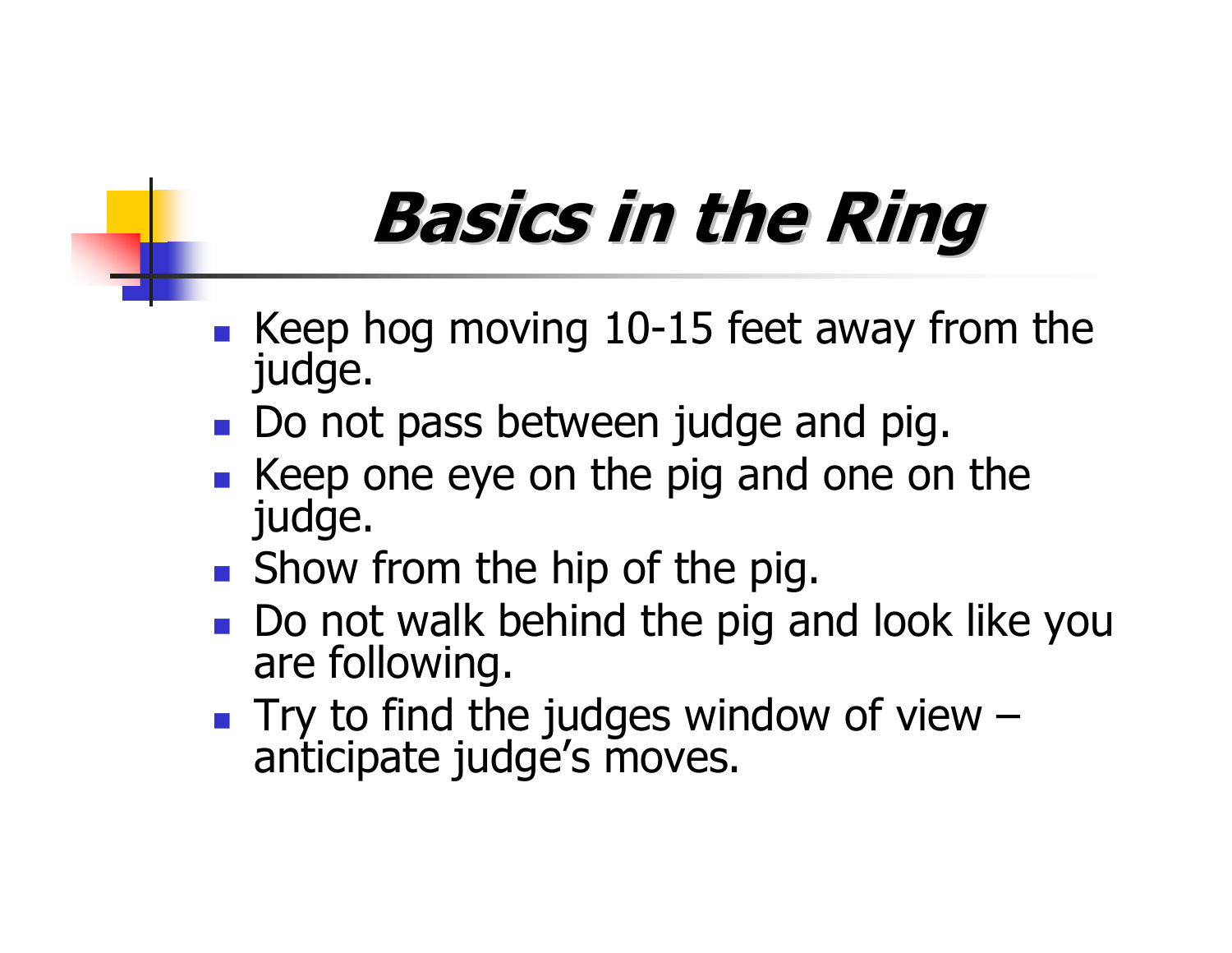# *Basics in the Ring*

- Keep hog moving 10-15 feet away from the judge.
- Do not pass between judge and pig.
- Keep one eye on the pig and one on the judge.
- Show from the hip of the pig.
- Do not walk behind the pig and look like you are following.
- Try to find the judges window of view – anticipate judge's moves.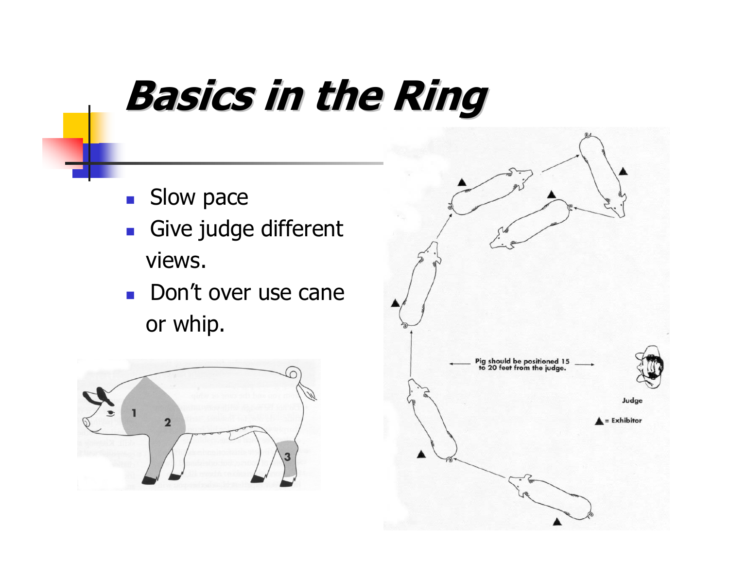# Basics in the Ring

- Slow pace
- Give judge different views.
- Don't over use cane or whip.

Pig should be positioned 15 to 20 feet from the judge.

Judge

▲ = Exhibitor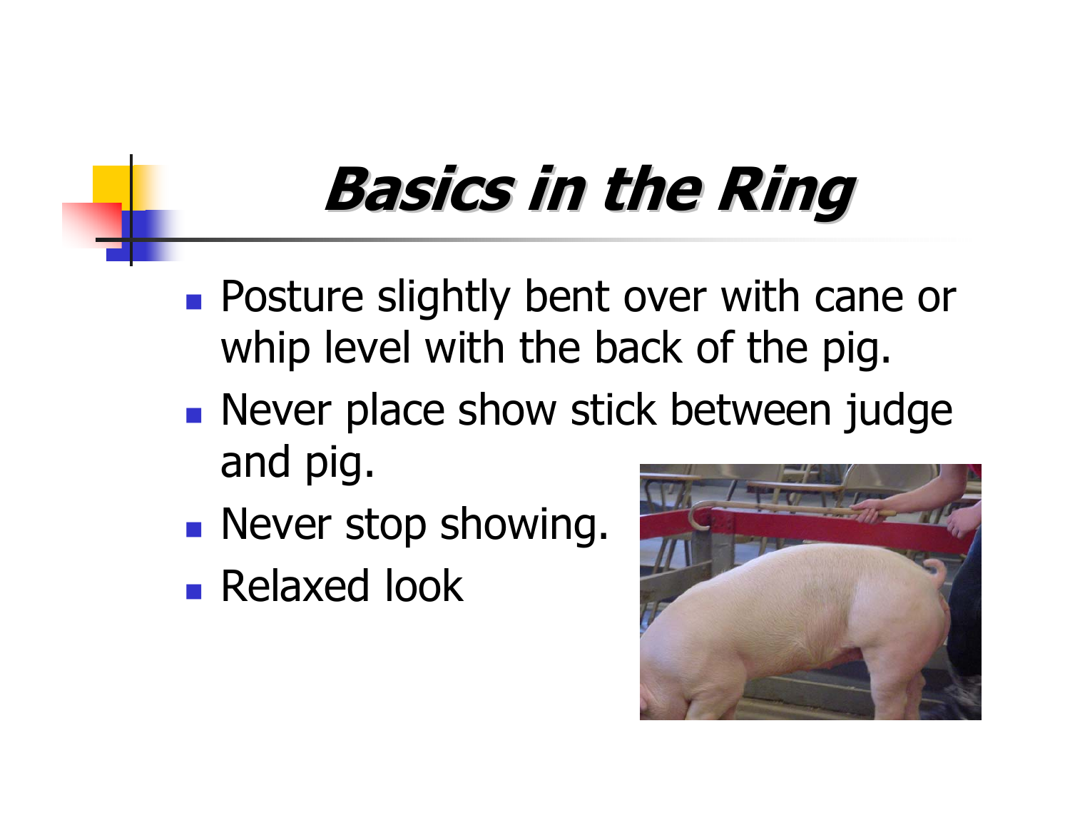# *Basics in the Ring*

- Posture slightly bent over with cane or whip level with the back of the pig.
- Never place show stick between judge and pig.
- Never stop showing.
- Relaxed look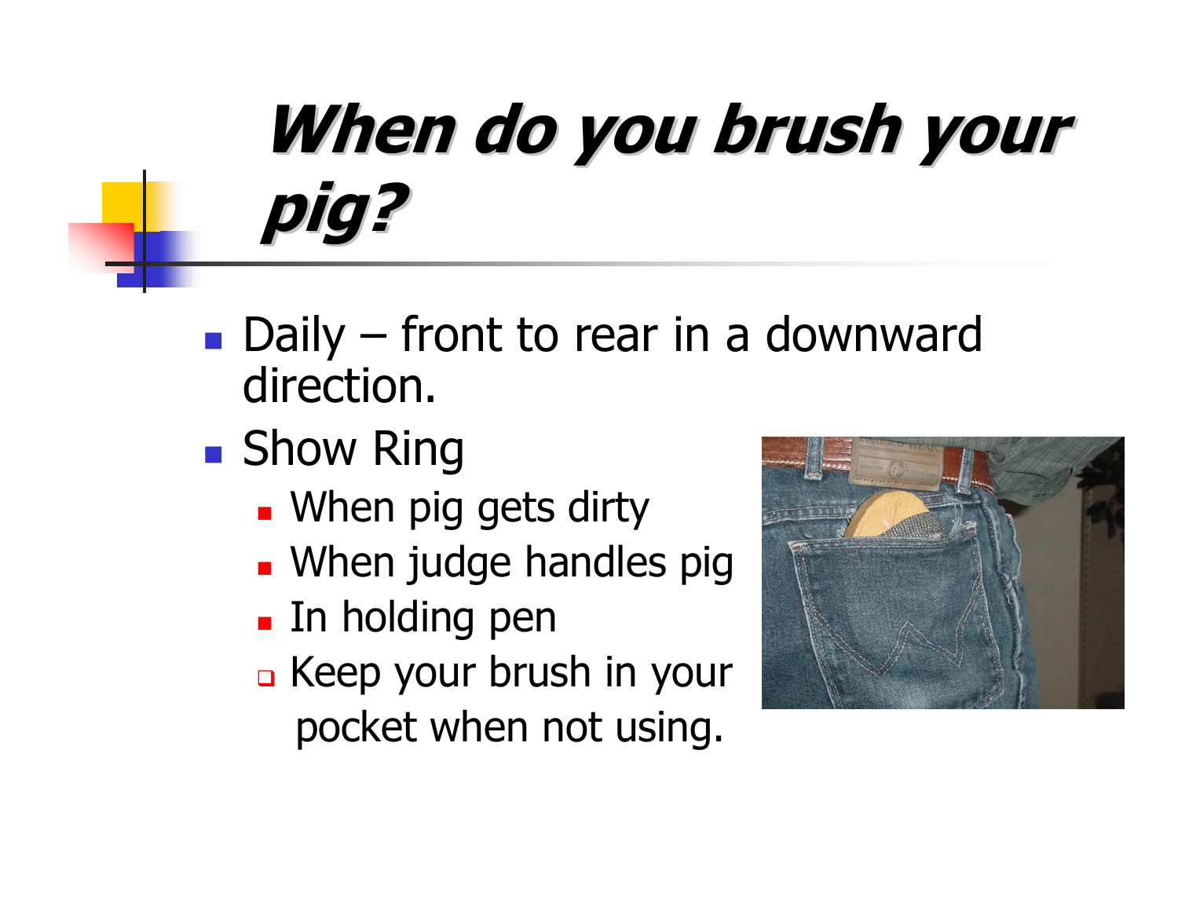# When do you brush your pig?

- Daily – front to rear in a downward direction.
- Show Ring
  - When pig gets dirty
  - When judge handles pig
  - In holding pen
  - Keep your brush in your pocket when not using.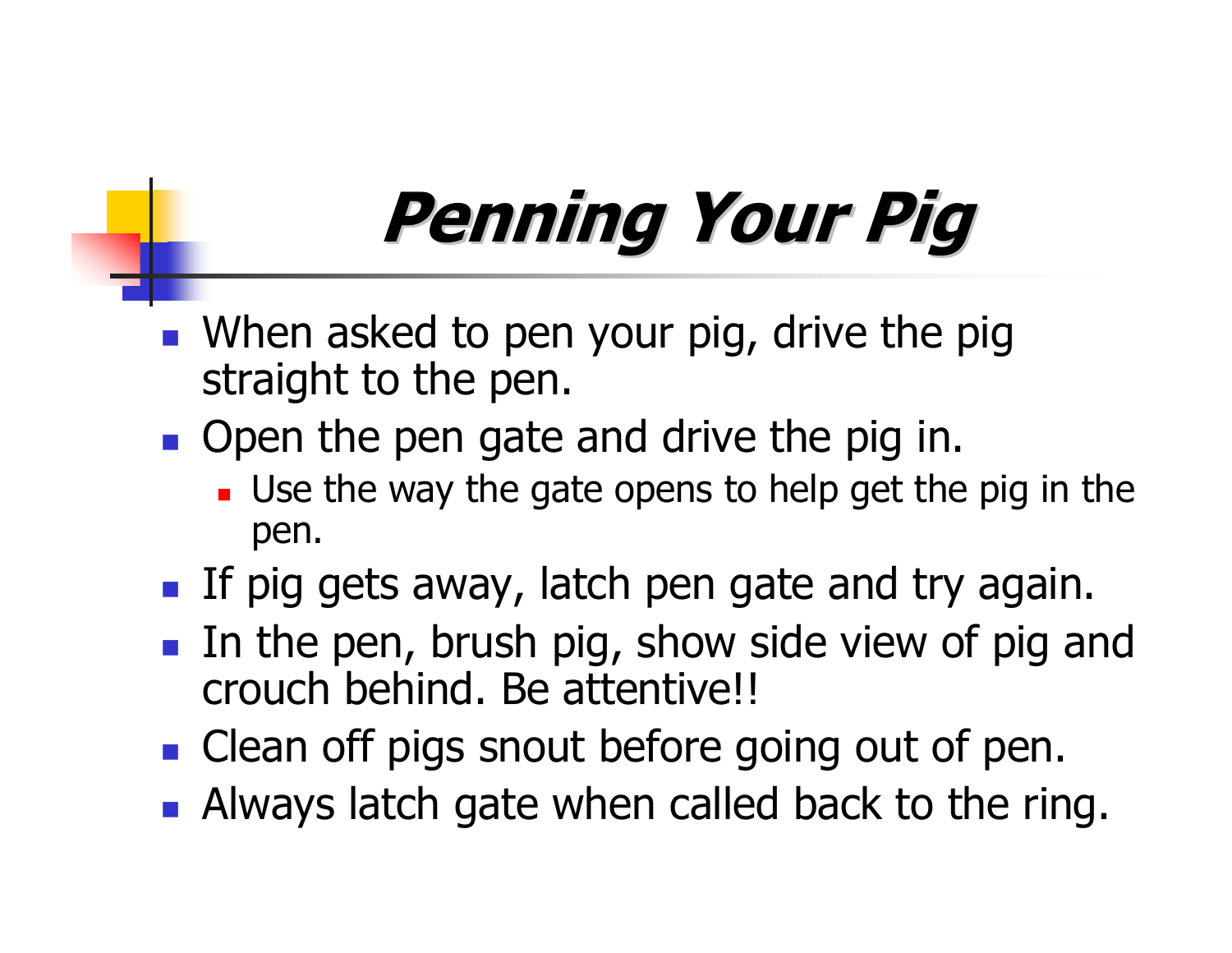# *Penning Your Pig*

- When asked to pen your pig, drive the pig straight to the pen.
- Open the pen gate and drive the pig in.
  - Use the way the gate opens to help get the pig in the pen.
- If pig gets away, latch pen gate and try again.
- In the pen, brush pig, show side view of pig and crouch behind. Be attentive!!
- Clean off pigs snout before going out of pen.
- Always latch gate when called back to the ring.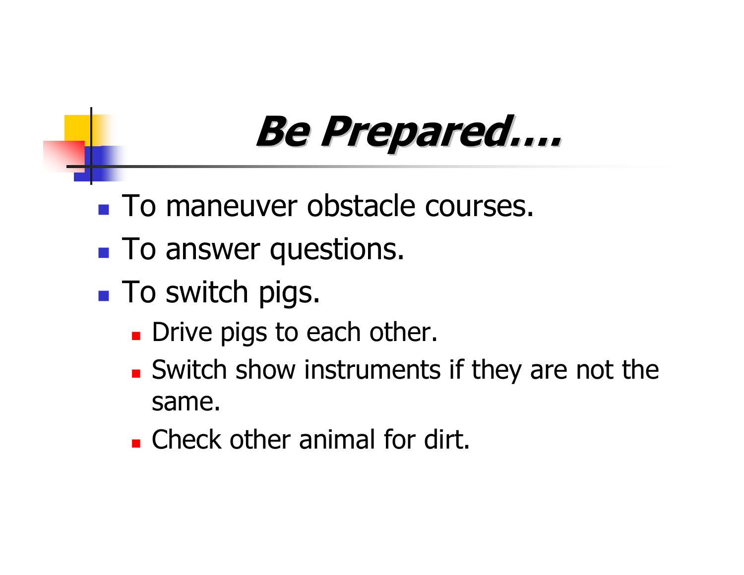# *Be Prepared….*

- To maneuver obstacle courses.
- To answer questions.
- To switch pigs.
  - Drive pigs to each other.
  - Switch show instruments if they are not the same.
  - Check other animal for dirt.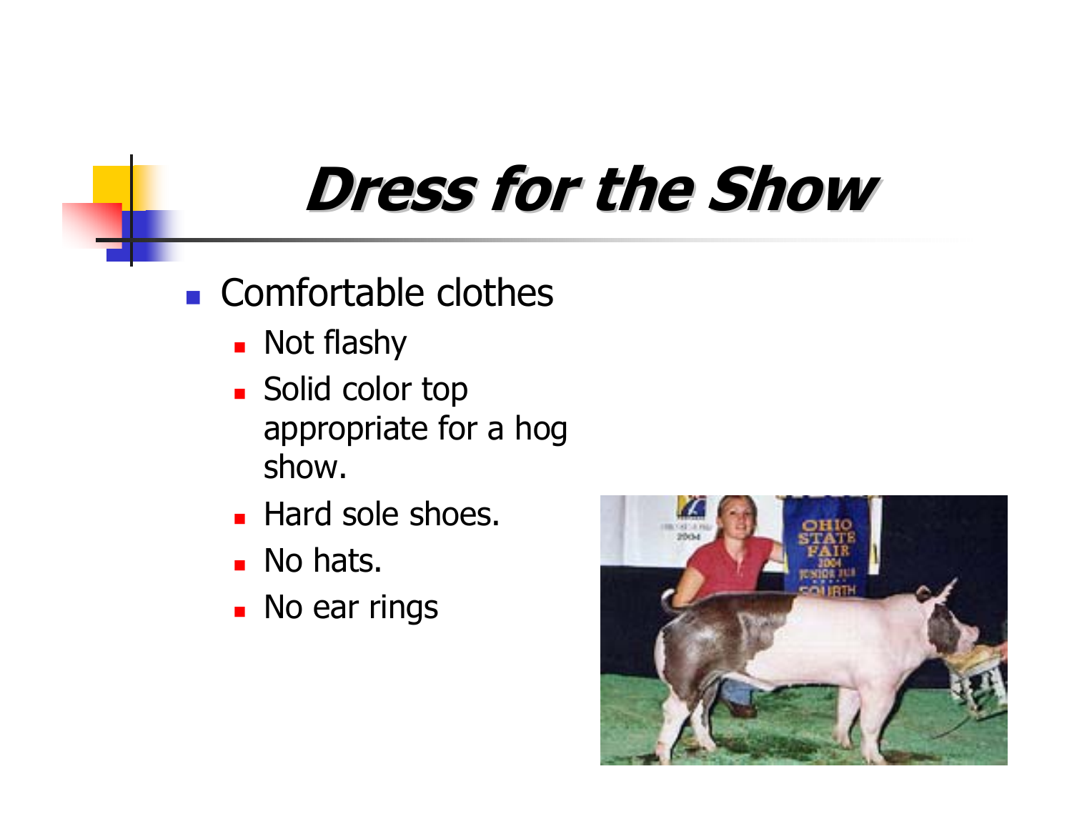# Dress for the Show

- Comfortable clothes
  - Not flashy
  - Solid color top appropriate for a hog show.
  - Hard sole shoes.
  - No hats.
  - No ear rings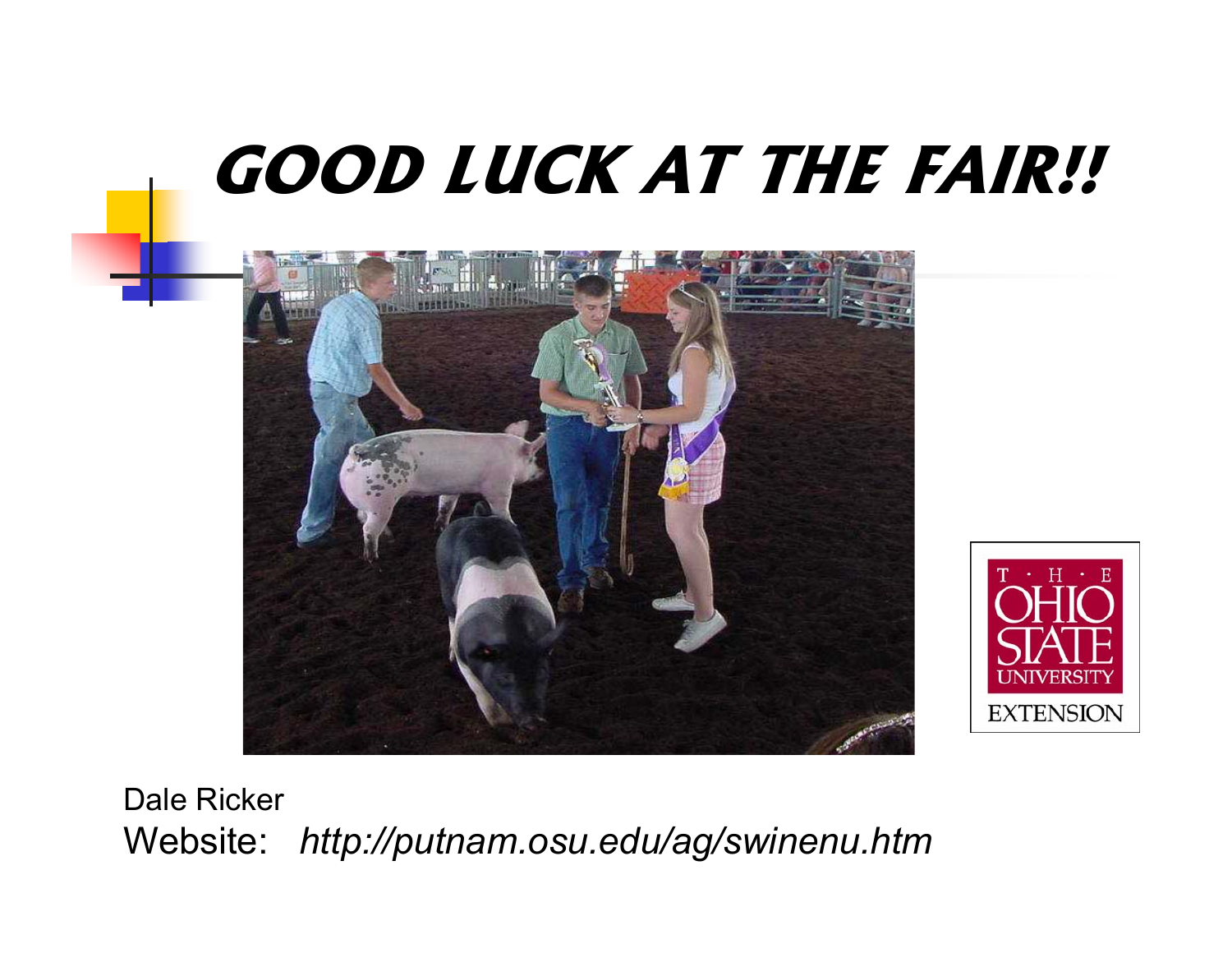# GOOD LUCK AT THE FAIR!!

Dale Ricker

Website: *http://putnam.osu.edu/ag/swinenu.htm*